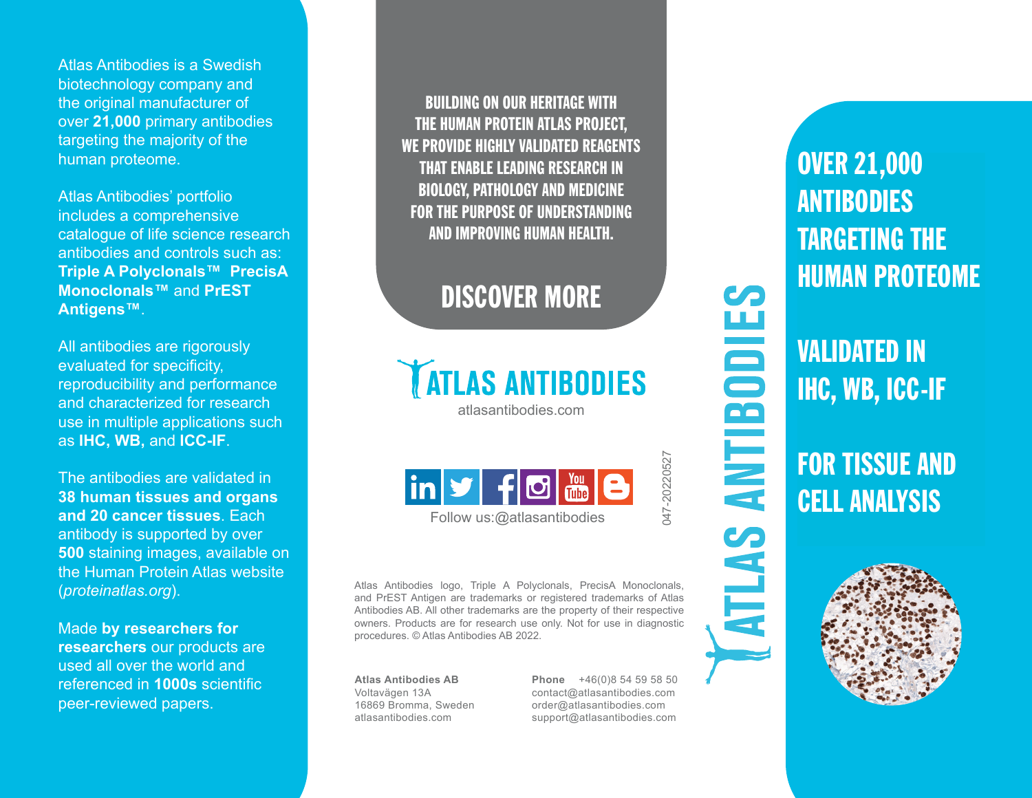Atlas Antibodies is a Swedish biotechnology company and the original manufacturer of over **21,000** primary antibodies targeting the majority of the human proteome.

Atlas Antibodies' portfolio includes a comprehensive catalogue of life science research antibodies and controls such as: **Triple A Polyclonals™ PrecisA Monoclonals™** and **PrEST Antigens™**.

All antibodies are rigorously evaluated for specificity, reproducibility and performance and characterized for research use in multiple applications such as **IHC, WB,** and **ICC-IF**.

The antibodies are validated in **38 human tissues and organs and 20 cancer tissues**. Each antibody is supported by over **500** staining images, available on the Human Protein Atlas website (*proteinatlas.org*).

Made **by researchers for researchers** our products are used all over the world and referenced in **1000s** scientific peer-reviewed papers.

**BUILDING ON OUR HERITAGE WITH THE HUMAN PROTEIN ATLAS PROJECT, WE PROVIDE HIGHLY VALIDATED REAGENTS THAT ENABLE LEADING RESEARCH IN BIOLOGY, PATHOLOGY AND MEDICINE FOR THE PURPOSE OF UNDERSTANDING AND IMPROVING HUMAN HEALTH.**

## DISCOVER MORE

**ATLAS ANTIBODIES**
atlasantibodies.com

Follow us:@atlasantibodies

047-20220527

Atlas Antibodies logo, Triple A Polyclonals, PrecisA Monoclonals, and PrEST Antigen are trademarks or registered trademarks of Atlas Antibodies AB. All other trademarks are the property of their respective owners. Products are for research use only. Not for use in diagnostic procedures. © Atlas Antibodies AB 2022.

**Atlas Antibodies AB**
Voltavägen 13A
16869 Bromma, Sweden
atlasantibodies.com

**Phone** +46(0)8 54 59 58 50
contact@atlasantibodies.com
order@atlasantibodies.com
support@atlasantibodies.com

# ATLAS ANTIBODIES

## OVER 21,000 ANTIBODIES TARGETING THE HUMAN PROTEOME

## VALIDATED IN IHC, WB, ICC-IF

## FOR TISSUE AND CELL ANALYSIS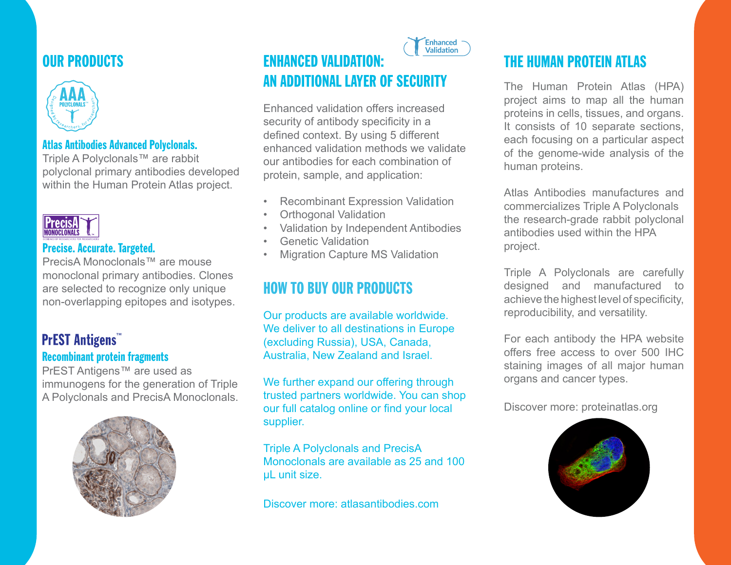## OUR PRODUCTS

AAA POLYCLONALS™

**Atlas Antibodies Advanced Polyclonals.**
Triple A Polyclonals™ are rabbit polyclonal primary antibodies developed within the Human Protein Atlas project.

PrecisA MONOCLONALS

**Precise. Accurate. Targeted.**
PrecisA Monoclonals™ are mouse monoclonal primary antibodies. Clones are selected to recognize only unique non-overlapping epitopes and isotypes.

### PrEST Antigens™

**Recombinant protein fragments**
PrEST Antigens™ are used as immunogens for the generation of Triple A Polyclonals and PrecisA Monoclonals.

## ENHANCED VALIDATION: AN ADDITIONAL LAYER OF SECURITY

Enhanced validation offers increased security of antibody specificity in a defined context. By using 5 different enhanced validation methods we validate our antibodies for each combination of protein, sample, and application:

- Recombinant Expression Validation
- Orthogonal Validation
- Validation by Independent Antibodies
- Genetic Validation
- Migration Capture MS Validation

## HOW TO BUY OUR PRODUCTS

Our products are available worldwide. We deliver to all destinations in Europe (excluding Russia), USA, Canada, Australia, New Zealand and Israel.

We further expand our offering through trusted partners worldwide. You can shop our full catalog online or find your local supplier.

Triple A Polyclonals and PrecisA Monoclonals are available as 25 and 100 µL unit size.

Discover more: atlasantibodies.com

## THE HUMAN PROTEIN ATLAS

The Human Protein Atlas (HPA) project aims to map all the human proteins in cells, tissues, and organs. It consists of 10 separate sections, each focusing on a particular aspect of the genome-wide analysis of the human proteins.

Atlas Antibodies manufactures and commercializes Triple A Polyclonals the research-grade rabbit polyclonal antibodies used within the HPA project.

Triple A Polyclonals are carefully designed and manufactured to achieve the highest level of specificity, reproducibility, and versatility.

For each antibody the HPA website offers free access to over 500 IHC staining images of all major human organs and cancer types.

Discover more: proteinatlas.org